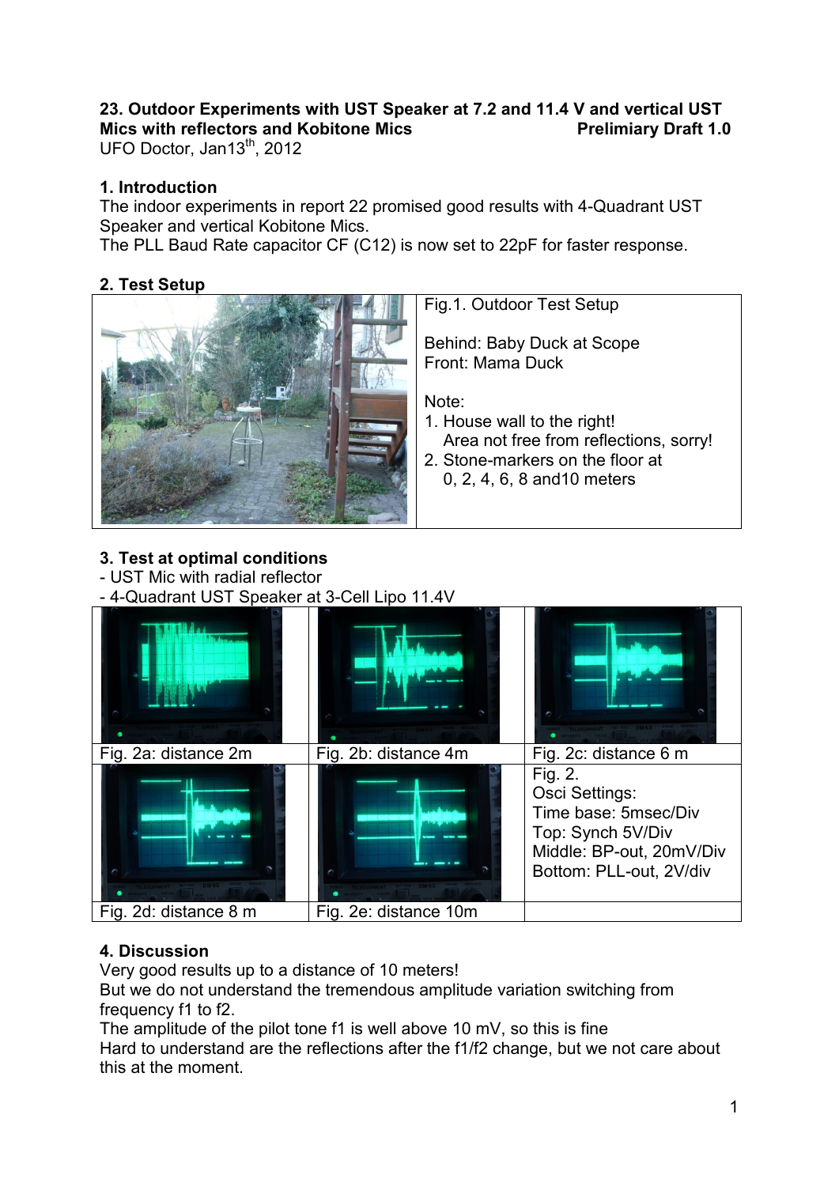# 23. Outdoor Experiments with UST Speaker at 7.2 and 11.4 V and vertical UST Mics with reflectors and Kobitone Mics

**Prelimiary Draft 1.0**

UFO Doctor, Jan13th, 2012

## 1. Introduction

The indoor experiments in report 22 promised good results with 4-Quadrant UST Speaker and vertical Kobitone Mics.
The PLL Baud Rate capacitor CF (C12) is now set to 22pF for faster response.

## 2. Test Setup

Fig.1. Outdoor Test Setup

Behind: Baby Duck at Scope
Front: Mama Duck

Note:

1. House wall to the right!
   Area not free from reflections, sorry!
2. Stone-markers on the floor at
   0, 2, 4, 6, 8 and10 meters

## 3. Test at optimal conditions

- UST Mic with radial reflector
- 4-Quadrant UST Speaker at 3-Cell Lipo 11.4V

Fig. 2a: distance 2m

Fig. 2b: distance 4m

Fig. 2c: distance 6 m

Fig. 2d: distance 8 m

Fig. 2e: distance 10m

Fig. 2.
Osci Settings:
Time base: 5msec/Div
Top: Synch 5V/Div
Middle: BP-out, 20mV/Div
Bottom: PLL-out, 2V/div

## 4. Discussion

Very good results up to a distance of 10 meters!
But we do not understand the tremendous amplitude variation switching from frequency f1 to f2.
The amplitude of the pilot tone f1 is well above 10 mV, so this is fine
Hard to understand are the reflections after the f1/f2 change, but we not care about this at the moment.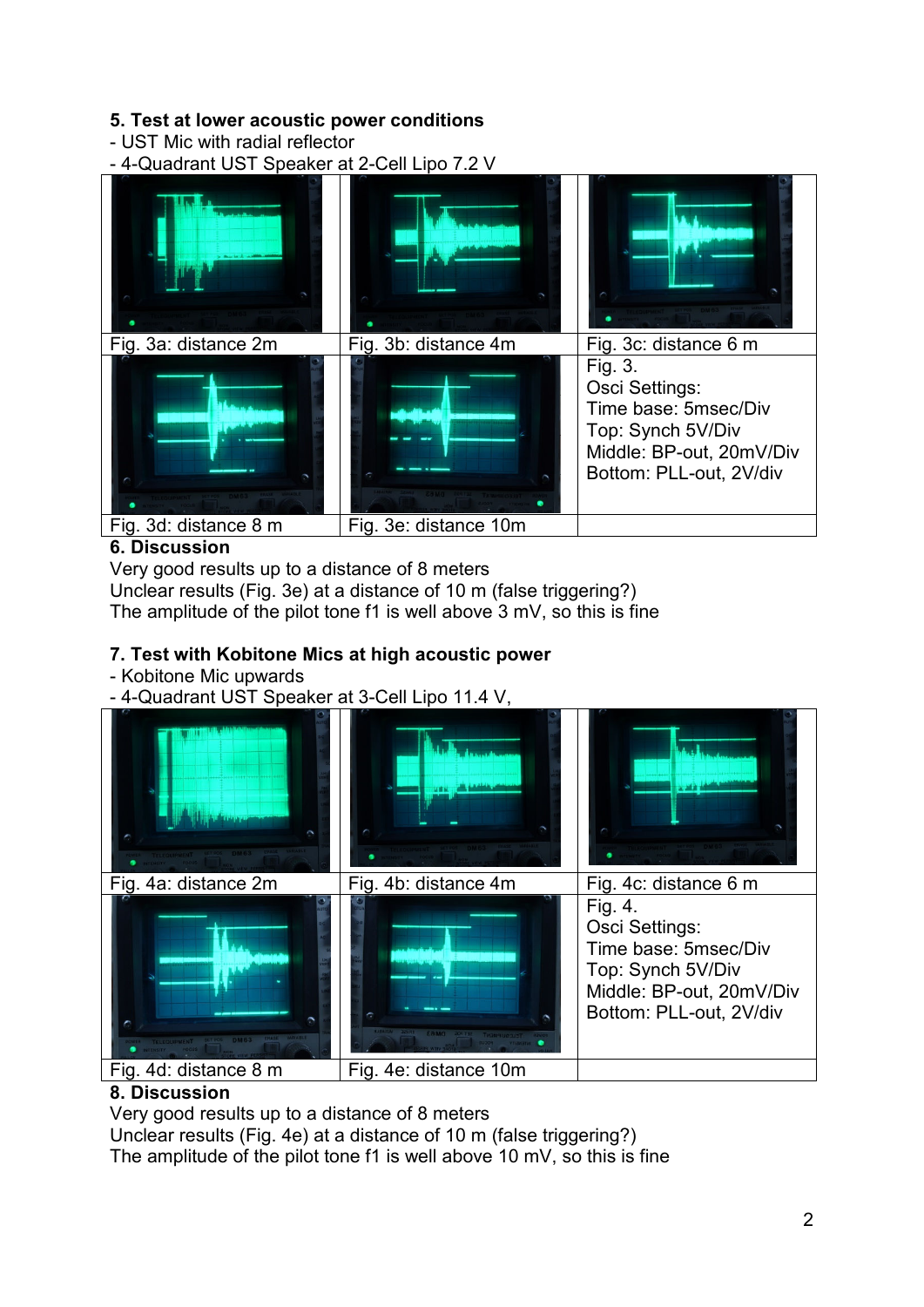## 5. Test at lower acoustic power conditions

- UST Mic with radial reflector
- 4-Quadrant UST Speaker at 2-Cell Lipo 7.2 V

| | | |
|---|---|---|
| Fig. 3a: distance 2m | Fig. 3b: distance 4m | Fig. 3c: distance 6 m |
| Fig. 3d: distance 8 m | Fig. 3e: distance 10m | Fig. 3. Osci Settings: Time base: 5msec/Div Top: Synch 5V/Div Middle: BP-out, 20mV/Div Bottom: PLL-out, 2V/div |

## 6. Discussion

Very good results up to a distance of 8 meters
Unclear results (Fig. 3e) at a distance of 10 m (false triggering?)
The amplitude of the pilot tone f1 is well above 3 mV, so this is fine

## 7. Test with Kobitone Mics at high acoustic power

- Kobitone Mic upwards
- 4-Quadrant UST Speaker at 3-Cell Lipo 11.4 V,

| | | |
|---|---|---|
| Fig. 4a: distance 2m | Fig. 4b: distance 4m | Fig. 4c: distance 6 m |
| Fig. 4d: distance 8 m | Fig. 4e: distance 10m | Fig. 4. Osci Settings: Time base: 5msec/Div Top: Synch 5V/Div Middle: BP-out, 20mV/Div Bottom: PLL-out, 2V/div |

## 8. Discussion

Very good results up to a distance of 8 meters
Unclear results (Fig. 4e) at a distance of 10 m (false triggering?)
The amplitude of the pilot tone f1 is well above 10 mV, so this is fine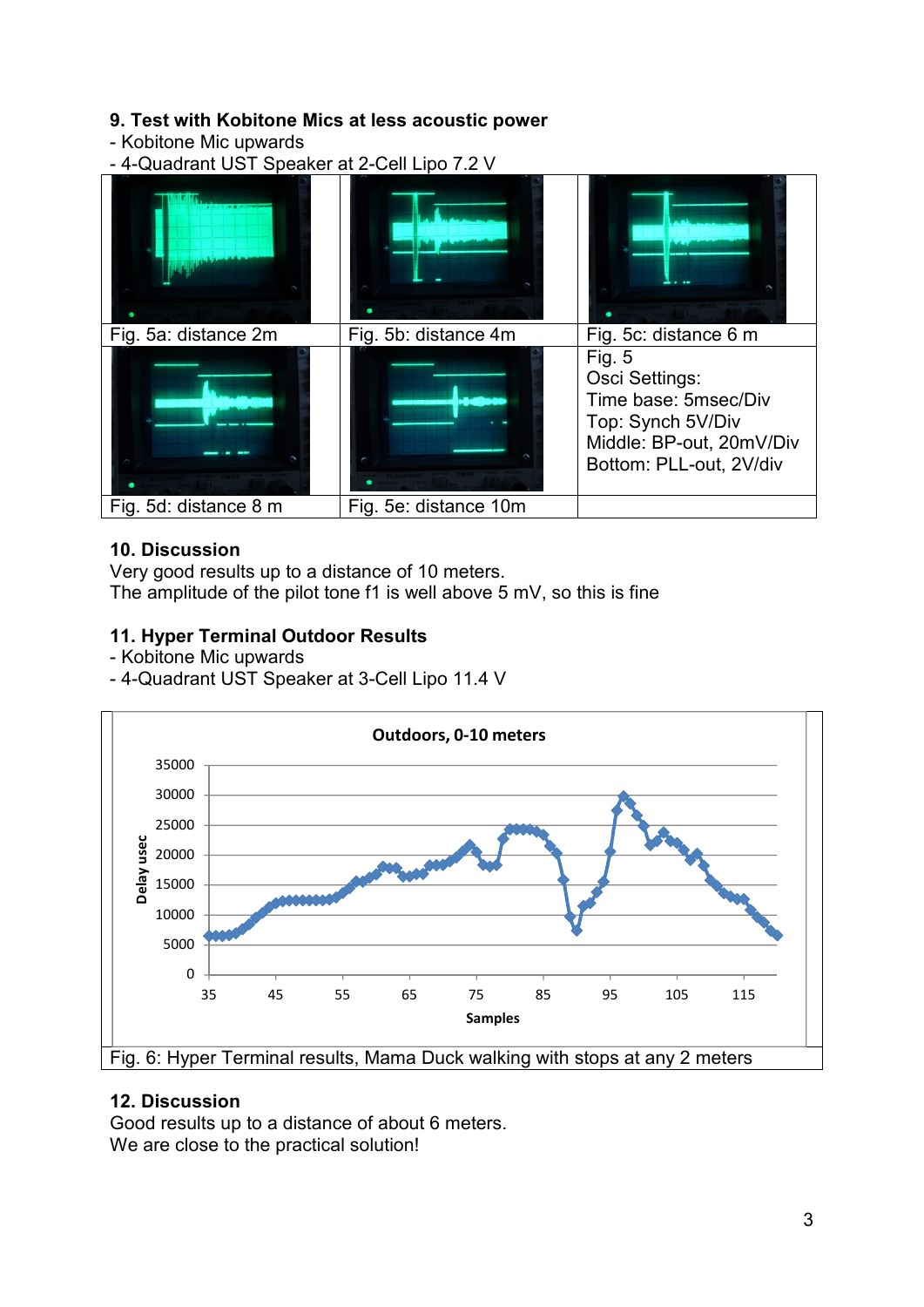### 9. Test with Kobitone Mics at less acoustic power

- Kobitone Mic upwards
- 4-Quadrant UST Speaker at 2-Cell Lipo 7.2 V

| | | |
|---|---|---|
| Fig. 5a: distance 2m | Fig. 5b: distance 4m | Fig. 5c: distance 6 m |
| Fig. 5d: distance 8 m | Fig. 5e: distance 10m | Fig. 5<br>Osci Settings:<br>Time base: 5msec/Div<br>Top: Synch 5V/Div<br>Middle: BP-out, 20mV/Div<br>Bottom: PLL-out, 2V/div |

### 10. Discussion

Very good results up to a distance of 10 meters.
The amplitude of the pilot tone f1 is well above 5 mV, so this is fine

### 11. Hyper Terminal Outdoor Results

- Kobitone Mic upwards
- 4-Quadrant UST Speaker at 3-Cell Lipo 11.4 V

Outdoors, 0-10 meters

Delay usec

35000
30000
25000
20000
15000
10000
5000
0

35 45 55 65 75 85 95 105 115

Samples

Fig. 6: Hyper Terminal results, Mama Duck walking with stops at any 2 meters

### 12. Discussion

Good results up to a distance of about 6 meters.
We are close to the practical solution!